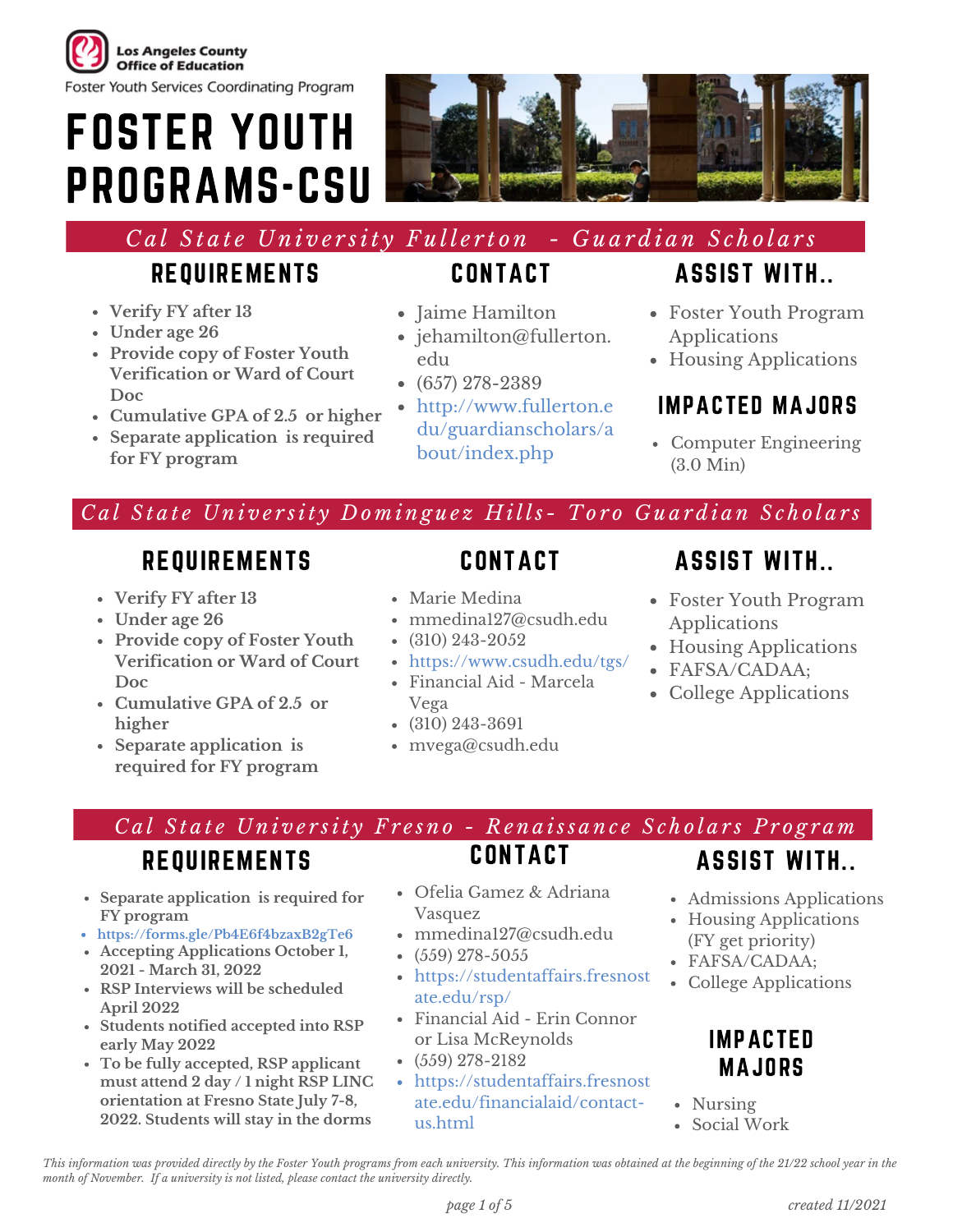Los Angeles County Office of Education

Foster Youth Services Coordinating Program

# FOSTER YOUTH PROGRAMS-CSU

## Cal State University Fullerton - Guardian Scholars

### REQUIREMENTS

- **Verify FY after 13**
- **Under age 26**
- **Provide copy of Foster Youth Verification or Ward of Court Doc**
- **Cumulative GPA of 2.5 or higher**
- **Separate application is required for FY program**

### CONTACT

- Jaime Hamilton
- jehamilton@fullerton.edu
- (657) 278-2389
- http://www.fullerton.edu/guardianscholars/about/index.php

### ASSIST WITH..

- Foster Youth Program Applications
- Housing Applications

### IMPACTED MAJORS

- Computer Engineering (3.0 Min)

## Cal State University Dominguez Hills- Toro Guardian Scholars

### REQUIREMENTS

- **Verify FY after 13**
- **Under age 26**
- **Provide copy of Foster Youth Verification or Ward of Court Doc**
- **Cumulative GPA of 2.5 or higher**
- **Separate application is required for FY program**

### CONTACT

- Marie Medina
- mmedina127@csudh.edu
- (310) 243-2052
- https://www.csudh.edu/tgs/
- Financial Aid - Marcela Vega
- (310) 243-3691
- mvega@csudh.edu

### ASSIST WITH..

- Foster Youth Program Applications
- Housing Applications
- FAFSA/CADAA;
- College Applications

## Cal State University Fresno - Renaissance Scholars Program

### REQUIREMENTS

- **Separate application is required for FY program**
- https://forms.gle/Pb4E6f4bzaxB2gTe6
- **Accepting Applications October 1, 2021 - March 31, 2022**
- **RSP Interviews will be scheduled April 2022**
- **Students notified accepted into RSP early May 2022**
- **To be fully accepted, RSP applicant must attend 2 day / 1 night RSP LINC orientation at Fresno State July 7-8, 2022. Students will stay in the dorms**

### CONTACT

- Ofelia Gamez & Adriana Vasquez
- mmedina127@csudh.edu
- (559) 278-5055
- https://studentaffairs.fresnostate.edu/rsp/
- Financial Aid - Erin Connor or Lisa McReynolds
- (559) 278-2182
- https://studentaffairs.fresnostate.edu/financialaid/contact-us.html

### ASSIST WITH..

- Admissions Applications
- Housing Applications (FY get priority)
- FAFSA/CADAA;
- College Applications

### IMPACTED MAJORS

- Nursing
- Social Work

*This information was provided directly by the Foster Youth programs from each university. This information was obtained at the beginning of the 21/22 school year in the month of November. If a university is not listed, please contact the university directly.*

*created 11/2021*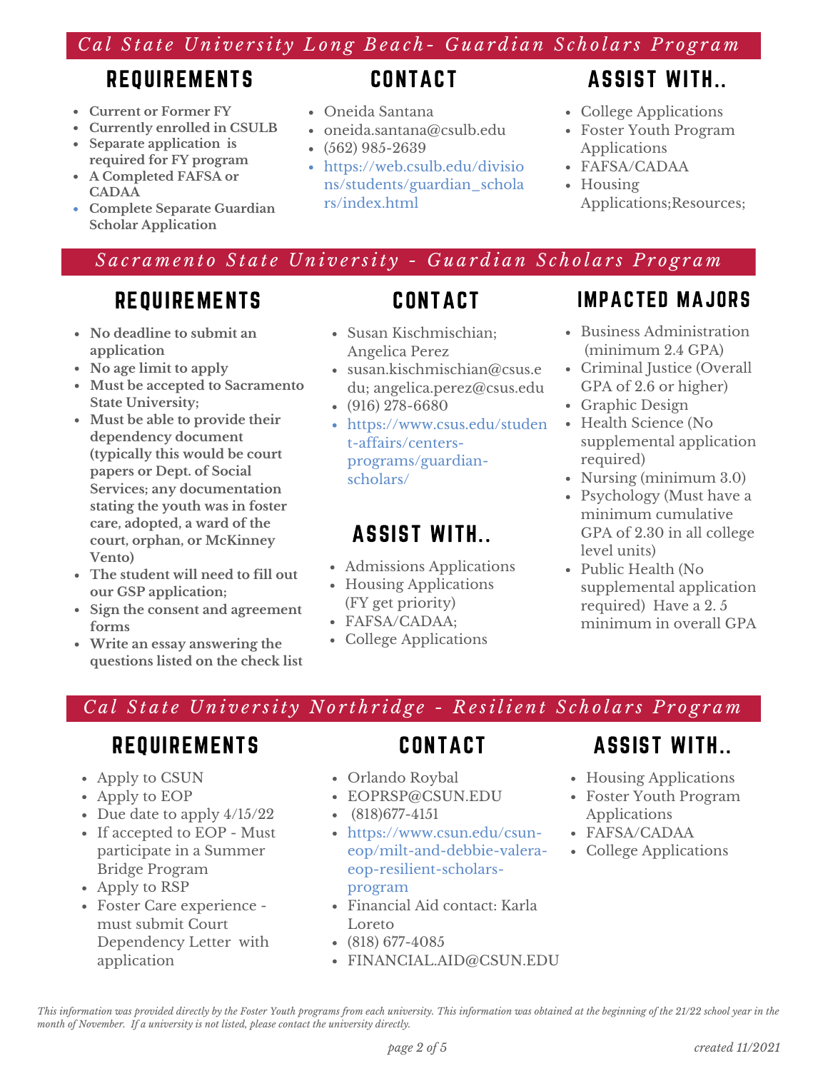## *Cal State University Long Beach- Guardian Scholars Program*

### REQUIREMENTS

- **Current or Former FY**
- **Currently enrolled in CSULB**
- **Separate application is required for FY program**
- **A Completed FAFSA or CADAA**
- **Complete Separate Guardian Scholar Application**

### CONTACT

- Oneida Santana
- oneida.santana@csulb.edu
- (562) 985-2639
- https://web.csulb.edu/divisions/students/guardian_scholars/index.html

### ASSIST WITH..

- College Applications
- Foster Youth Program Applications
- FAFSA/CADAA
- Housing Applications;Resources;

## *Sacramento State University - Guardian Scholars Program*

### REQUIREMENTS

- **No deadline to submit an application**
- **No age limit to apply**
- **Must be accepted to Sacramento State University;**
- **Must be able to provide their dependency document (typically this would be court papers or Dept. of Social Services; any documentation stating the youth was in foster care, adopted, a ward of the court, orphan, or McKinney Vento)**
- **The student will need to fill out our GSP application;**
- **Sign the consent and agreement forms**
- **Write an essay answering the questions listed on the check list**

### CONTACT

- Susan Kischmischian; Angelica Perez
- susan.kischmischian@csus.edu; angelica.perez@csus.edu
- (916) 278-6680
- https://www.csus.edu/student-affairs/centers-programs/guardian-scholars/

### ASSIST WITH..

- Admissions Applications
- Housing Applications (FY get priority)
- FAFSA/CADAA;
- College Applications

### IMPACTED MAJORS

- Business Administration (minimum 2.4 GPA)
- Criminal Justice (Overall GPA of 2.6 or higher)
- Graphic Design
- Health Science (No supplemental application required)
- Nursing (minimum 3.0)
- Psychology (Must have a minimum cumulative GPA of 2.30 in all college level units)
- Public Health (No supplemental application required) Have a 2. 5 minimum in overall GPA

## *Cal State University Northridge - Resilient Scholars Program*

### REQUIREMENTS

- Apply to CSUN
- Apply to EOP
- Due date to apply 4/15/22
- If accepted to EOP - Must participate in a Summer Bridge Program
- Apply to RSP
- Foster Care experience - must submit Court Dependency Letter with application

### CONTACT

- Orlando Roybal
- EOPRSP@CSUN.EDU
- (818)677-4151
- https://www.csun.edu/csun-eop/milt-and-debbie-valera-eop-resilient-scholars-program
- Financial Aid contact: Karla Loreto
- (818) 677-4085
- FINANCIAL.AID@CSUN.EDU

### ASSIST WITH..

- Housing Applications
- Foster Youth Program Applications
- FAFSA/CADAA
- College Applications

*This information was provided directly by the Foster Youth programs from each university. This information was obtained at the beginning of the 21/22 school year in the month of November. If a university is not listed, please contact the university directly.*

*created 11/2021*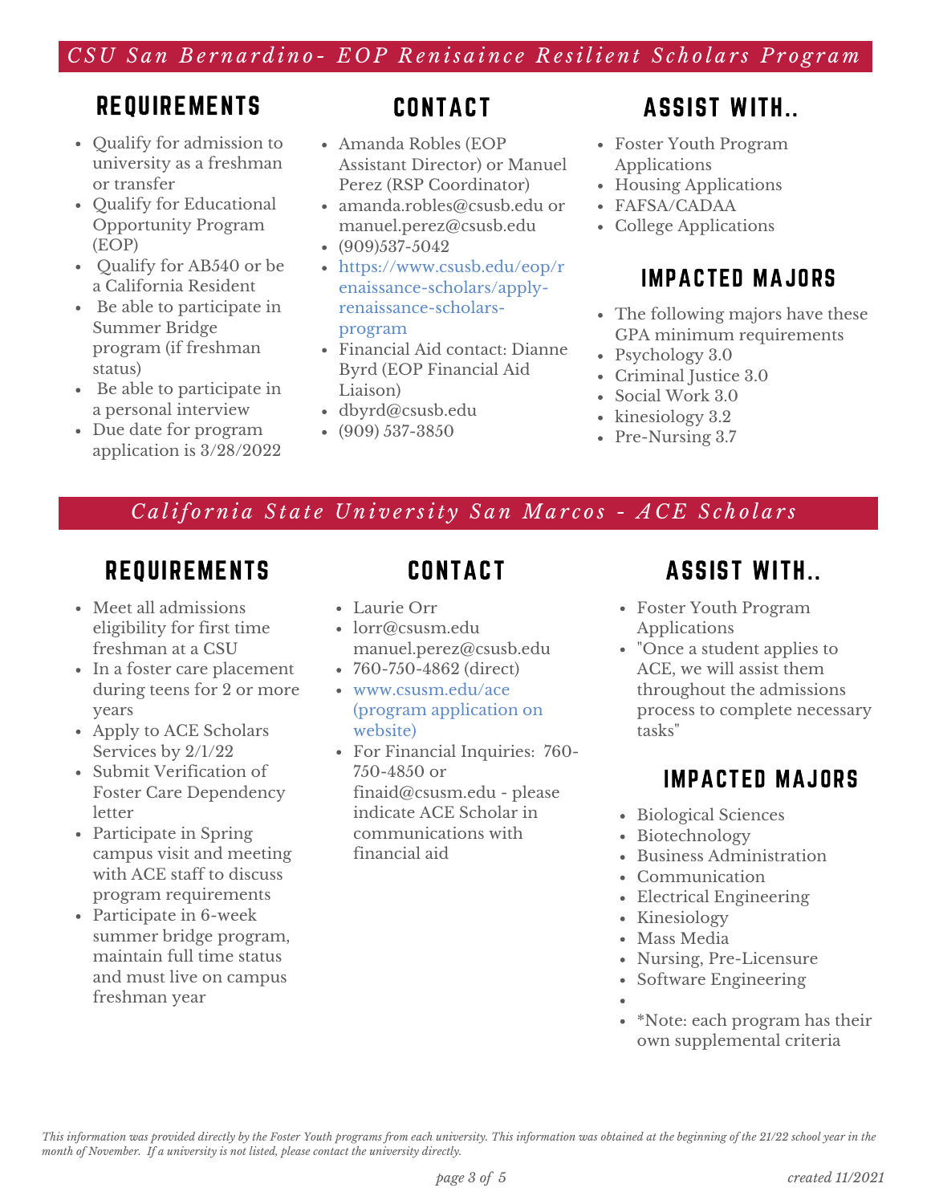## *CSU San Bernardino- EOP Renisaince Resilient Scholars Program*

### REQUIREMENTS

- Qualify for admission to university as a freshman or transfer
- Qualify for Educational Opportunity Program (EOP)
- Qualify for AB540 or be a California Resident
- Be able to participate in Summer Bridge program (if freshman status)
- Be able to participate in a personal interview
- Due date for program application is 3/28/2022

### CONTACT

- Amanda Robles (EOP Assistant Director) or Manuel Perez (RSP Coordinator)
- amanda.robles@csusb.edu or manuel.perez@csusb.edu
- (909)537-5042
- https://www.csusb.edu/eop/renaissance-scholars/apply-renaissance-scholars-program
- Financial Aid contact: Dianne Byrd (EOP Financial Aid Liaison)
- dbyrd@csusb.edu
- (909) 537-3850

### ASSIST WITH..

- Foster Youth Program Applications
- Housing Applications
- FAFSA/CADAA
- College Applications

### IMPACTED MAJORS

- The following majors have these GPA minimum requirements
- Psychology 3.0
- Criminal Justice 3.0
- Social Work 3.0
- kinesiology 3.2
- Pre-Nursing 3.7

## *California State University San Marcos - ACE Scholars*

### REQUIREMENTS

- Meet all admissions eligibility for first time freshman at a CSU
- In a foster care placement during teens for 2 or more years
- Apply to ACE Scholars Services by 2/1/22
- Submit Verification of Foster Care Dependency letter
- Participate in Spring campus visit and meeting with ACE staff to discuss program requirements
- Participate in 6-week summer bridge program, maintain full time status and must live on campus freshman year

### CONTACT

- Laurie Orr
- lorr@csusm.edu manuel.perez@csusb.edu
- 760-750-4862 (direct)
- www.csusm.edu/ace (program application on website)
- For Financial Inquiries: 760-750-4850 or finaid@csusm.edu - please indicate ACE Scholar in communications with financial aid

### ASSIST WITH..

- Foster Youth Program Applications
- "Once a student applies to ACE, we will assist them throughout the admissions process to complete necessary tasks"

### IMPACTED MAJORS

- Biological Sciences
- Biotechnology
- Business Administration
- Communication
- Electrical Engineering
- Kinesiology
- Mass Media
- Nursing, Pre-Licensure
- Software Engineering
- 
- *Note: each program has their own supplemental criteria

*This information was provided directly by the Foster Youth programs from each university. This information was obtained at the beginning of the 21/22 school year in the month of November. If a university is not listed, please contact the university directly.*

*created 11/2021*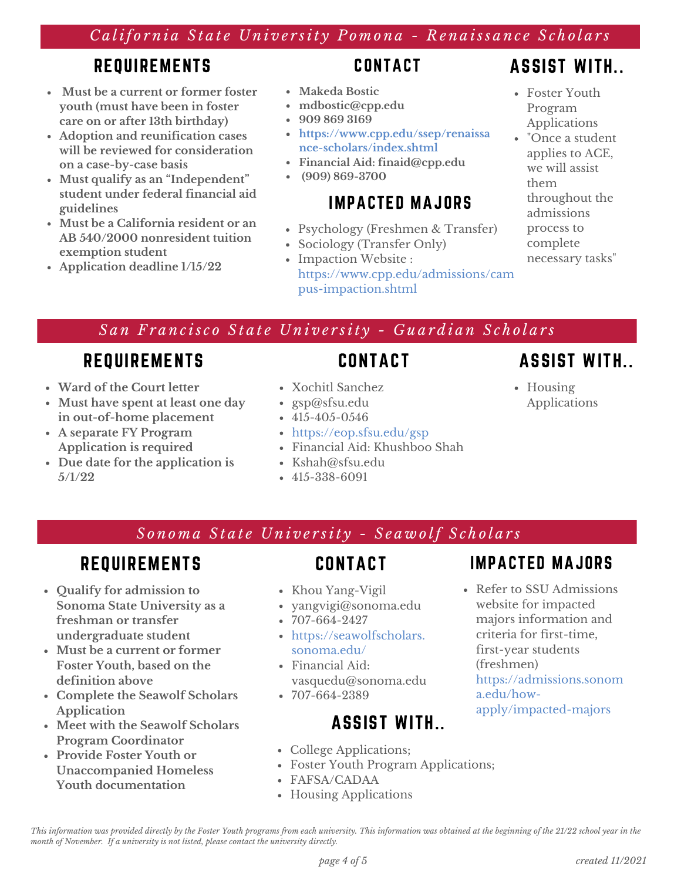## *California State University Pomona - Renaissance Scholars*

### REQUIREMENTS

- **Must be a current or former foster youth (must have been in foster care on or after 13th birthday)**
- **Adoption and reunification cases will be reviewed for consideration on a case-by-case basis**
- **Must qualify as an "Independent" student under federal financial aid guidelines**
- **Must be a California resident or an AB 540/2000 nonresident tuition exemption student**
- **Application deadline 1/15/22**

### CONTACT

- **Makeda Bostic**
- **mdbostic@cpp.edu**
- **909 869 3169**
- **https://www.cpp.edu/ssep/renaissance-scholars/index.shtml**
- **Financial Aid: finaid@cpp.edu**
- **(909) 869-3700**

### IMPACTED MAJORS

- Psychology (Freshmen & Transfer)
- Sociology (Transfer Only)
- Impaction Website : https://www.cpp.edu/admissions/campus-impaction.shtml

### ASSIST WITH..

- Foster Youth Program Applications
- "Once a student applies to ACE, we will assist them throughout the admissions process to complete necessary tasks"

## *San Francisco State University - Guardian Scholars*

### REQUIREMENTS

- **Ward of the Court letter**
- **Must have spent at least one day in out-of-home placement**
- **A separate FY Program Application is required**
- **Due date for the application is 5/1/22**

### CONTACT

- Xochitl Sanchez
- gsp@sfsu.edu
- 415-405-0546
- https://eop.sfsu.edu/gsp
- Financial Aid: Khushboo Shah
- Kshah@sfsu.edu
- 415-338-6091

### ASSIST WITH..

- Housing Applications

## *Sonoma State University - Seawolf Scholars*

### REQUIREMENTS

- **Qualify for admission to Sonoma State University as a freshman or transfer undergraduate student**
- **Must be a current or former Foster Youth, based on the definition above**
- **Complete the Seawolf Scholars Application**
- **Meet with the Seawolf Scholars Program Coordinator**
- **Provide Foster Youth or Unaccompanied Homeless Youth documentation**

### CONTACT

- Khou Yang-Vigil
- yangvigi@sonoma.edu
- 707-664-2427
- https://seawolfscholars.sonoma.edu/
- Financial Aid: vasquedu@sonoma.edu
- 707-664-2389

### ASSIST WITH..

- College Applications;
- Foster Youth Program Applications;
- FAFSA/CADAA
- Housing Applications

### IMPACTED MAJORS

- Refer to SSU Admissions website for impacted majors information and criteria for first-time, first-year students (freshmen) https://admissions.sonoma.edu/how-apply/impacted-majors

*This information was provided directly by the Foster Youth programs from each university. This information was obtained at the beginning of the 21/22 school year in the month of November. If a university is not listed, please contact the university directly.*

*created 11/2021*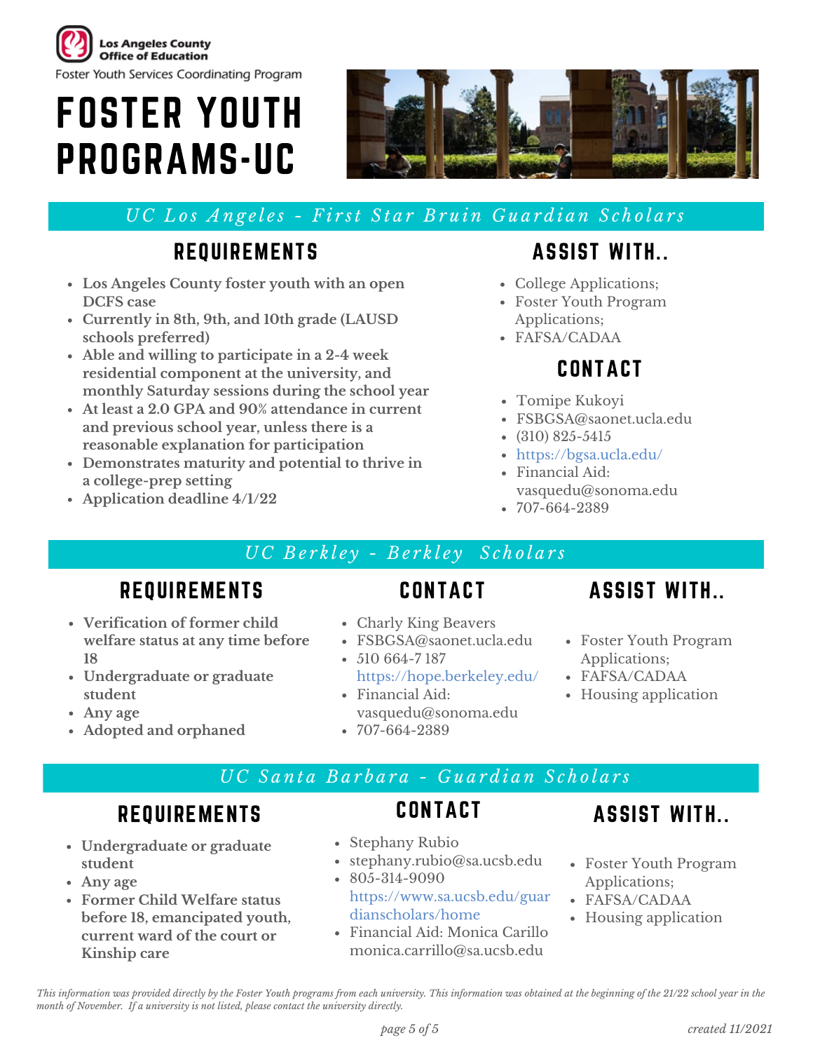Los Angeles County Office of Education

Foster Youth Services Coordinating Program

# FOSTER YOUTH PROGRAMS-UC

## *UC Los Angeles - First Star Bruin Guardian Scholars*

### REQUIREMENTS

- **Los Angeles County foster youth with an open DCFS case**
- **Currently in 8th, 9th, and 10th grade (LAUSD schools preferred)**
- **Able and willing to participate in a 2-4 week residential component at the university, and monthly Saturday sessions during the school year**
- **At least a 2.0 GPA and 90% attendance in current and previous school year, unless there is a reasonable explanation for participation**
- **Demonstrates maturity and potential to thrive in a college-prep setting**
- **Application deadline 4/1/22**

### ASSIST WITH..

- College Applications;
- Foster Youth Program Applications;
- FAFSA/CADAA

### CONTACT

- Tomipe Kukoyi
- FSBGSA@saonet.ucla.edu
- (310) 825-5415
- https://bgsa.ucla.edu/
- Financial Aid: vasquedu@sonoma.edu
- 707-664-2389

## *UC Berkley - Berkley Scholars*

### REQUIREMENTS

- **Verification of former child welfare status at any time before 18**
- **Undergraduate or graduate student**
- **Any age**
- **Adopted and orphaned**

### CONTACT

- Charly King Beavers
- FSBGSA@saonet.ucla.edu
- 510 664-7 187 https://hope.berkeley.edu/
- Financial Aid: vasquedu@sonoma.edu
- 707-664-2389

### ASSIST WITH..

- Foster Youth Program Applications;
- FAFSA/CADAA
- Housing application

## *UC Santa Barbara - Guardian Scholars*

### REQUIREMENTS

- **Undergraduate or graduate student**
- **Any age**
- **Former Child Welfare status before 18, emancipated youth, current ward of the court or Kinship care**

### CONTACT

- Stephany Rubio
- stephany.rubio@sa.ucsb.edu
- 805-314-9090 https://www.sa.ucsb.edu/guardianscholars/home
- Financial Aid: Monica Carillo monica.carrillo@sa.ucsb.edu

### ASSIST WITH..

- Foster Youth Program Applications;
- FAFSA/CADAA
- Housing application

*This information was provided directly by the Foster Youth programs from each university. This information was obtained at the beginning of the 21/22 school year in the month of November. If a university is not listed, please contact the university directly.*

*created 11/2021*